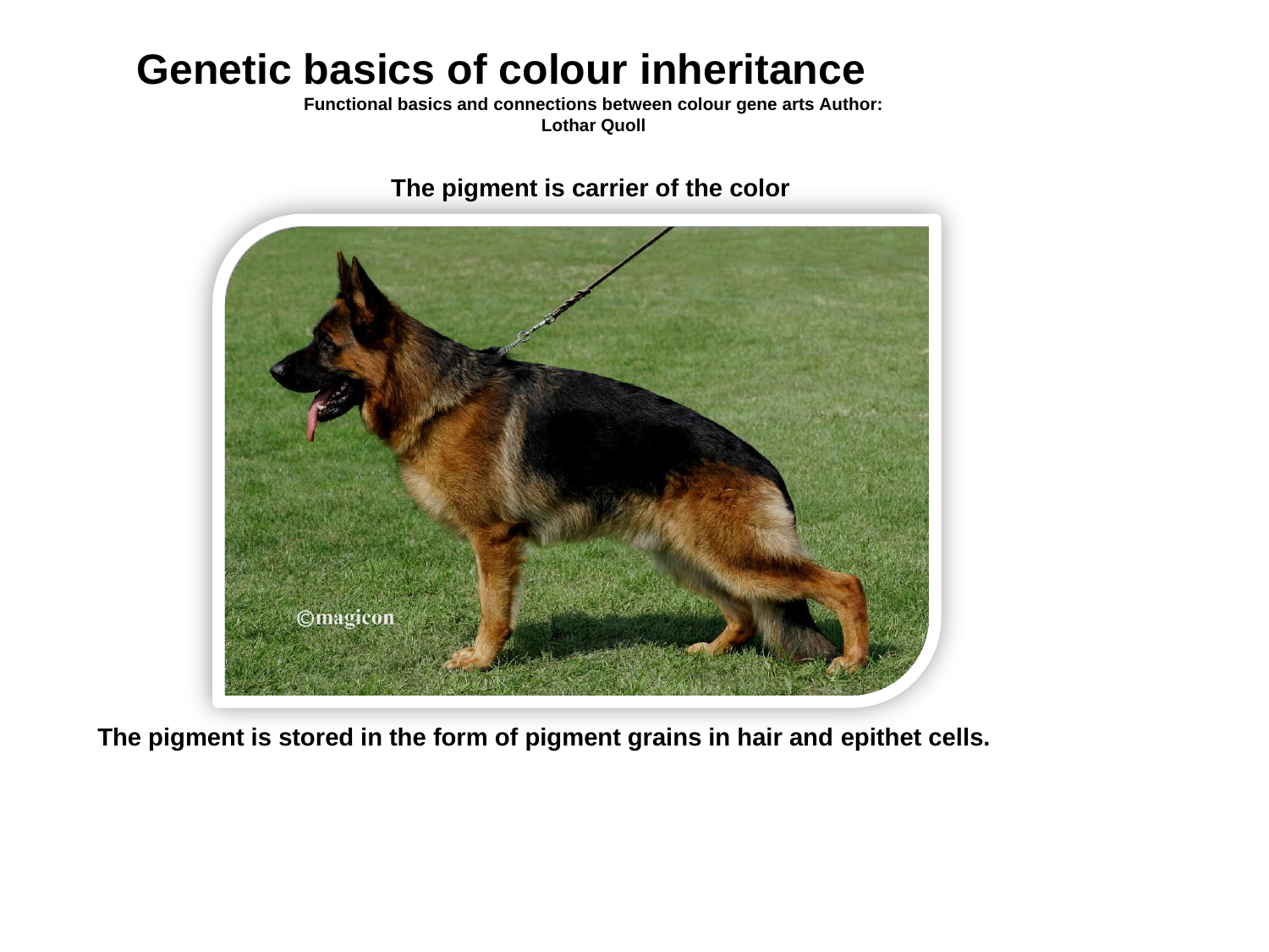# Genetic basics of colour inheritance

**Functional basics and connections between colour gene arts Author: Lothar Quoll**

**The pigment is carrier of the color**

**The pigment is stored in the form of pigment grains in hair and epithet cells.**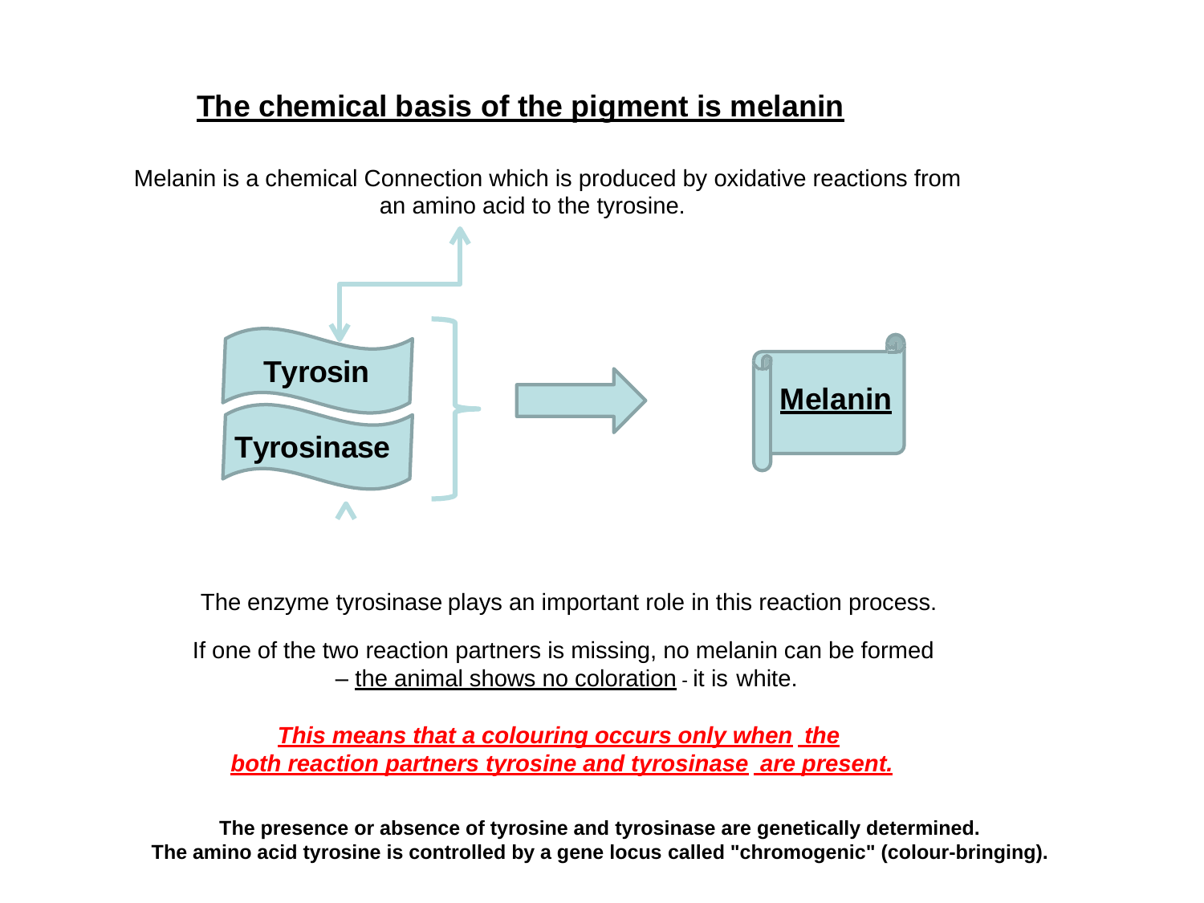# The chemical basis of the pigment is melanin

Melanin is a chemical Connection which is produced by oxidative reactions from an amino acid to the tyrosine.

**Tyrosin**

**Tyrosinase**

**Melanin**

The enzyme tyrosinase plays an important role in this reaction process.

If one of the two reaction partners is missing, no melanin can be formed – the animal shows no coloration - it is white.

***This means that a colouring occurs only when the both reaction partners tyrosine and tyrosinase are present.***

**The presence or absence of tyrosine and tyrosinase are genetically determined.**
**The amino acid tyrosine is controlled by a gene locus called "chromogenic" (colour-bringing).**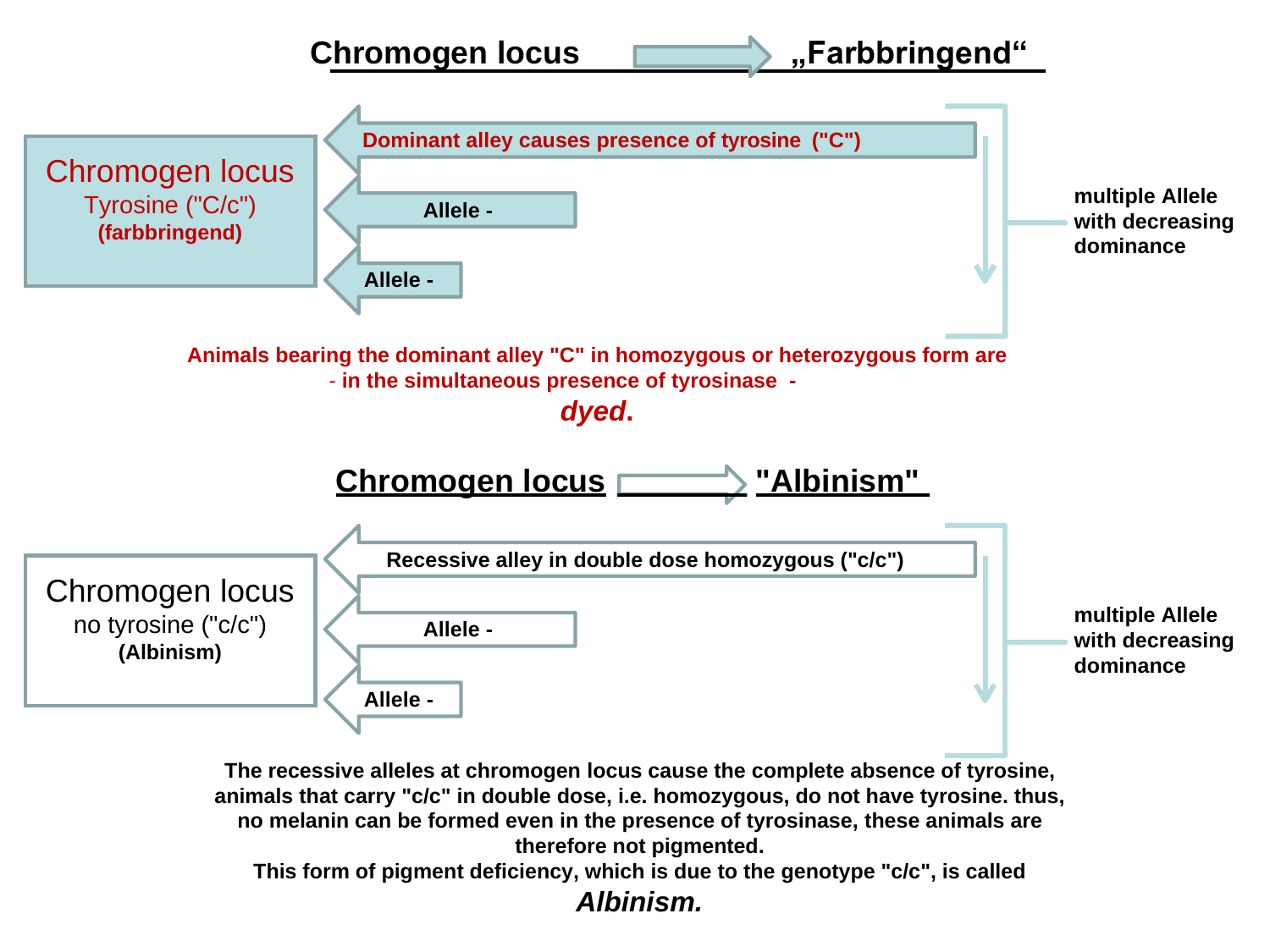## Chromogen locus → „Farbbringend“

**Chromogen locus**
Tyrosine ("C/c")
**(farbbringend)**

- **Dominant alley causes presence of tyrosine ("C")**
- **Allele -**
- **Allele -**

**multiple Allele with decreasing dominance**

**Animals bearing the dominant alley "C" in homozygous or heterozygous form are - in the simultaneous presence of tyrosinase - *dyed*.**

## Chromogen locus → "Albinism"

**Chromogen locus**
no tyrosine ("c/c")
**(Albinism)**

- **Recessive alley in double dose homozygous ("c/c")**
- **Allele -**
- **Allele -**

**multiple Allele with decreasing dominance**

**The recessive alleles at chromogen locus cause the complete absence of tyrosine, animals that carry "c/c" in double dose, i.e. homozygous, do not have tyrosine. thus, no melanin can be formed even in the presence of tyrosinase, these animals are therefore not pigmented.**
**This form of pigment deficiency, which is due to the genotype "c/c", is called *Albinism.***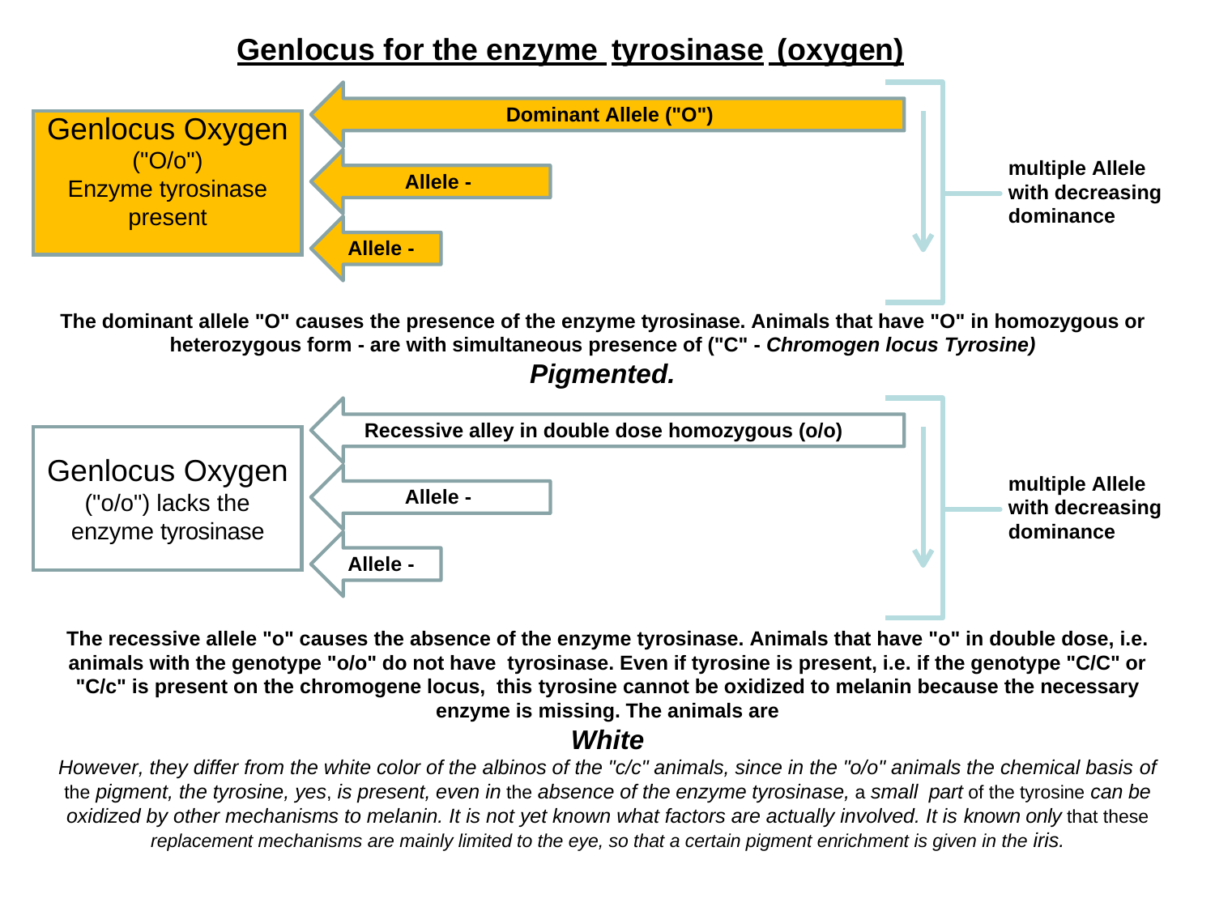# Genlocus for the enzyme tyrosinase (oxygen)

**Genlocus Oxygen**
("O/o")
Enzyme tyrosinase present

- **Dominant Allele ("O")**
- **Allele -**
- **Allele -**

**multiple Allele with decreasing dominance**

**The dominant allele "O" causes the presence of the enzyme tyrosinase. Animals that have "O" in homozygous or heterozygous form - are with simultaneous presence of ("C" - *Chromogen locus Tyrosine)***

***Pigmented.***

**Genlocus Oxygen**
("o/o") lacks the enzyme tyrosinase

- **Recessive alley in double dose homozygous (o/o)**
- **Allele -**
- **Allele -**

**multiple Allele with decreasing dominance**

**The recessive allele "o" causes the absence of the enzyme tyrosinase. Animals that have "o" in double dose, i.e. animals with the genotype "o/o" do not have tyrosinase. Even if tyrosine is present, i.e. if the genotype "C/C" or "C/c" is present on the chromogene locus, this tyrosine cannot be oxidized to melanin because the necessary enzyme is missing. The animals are**

***White***

*However, they differ from the white color of the albinos of the "c/c" animals, since in the "o/o" animals the chemical basis of* the *pigment, the tyrosine, yes*, *is present, even in* the *absence of the enzyme tyrosinase,* a *small part* of the tyrosine *can be oxidized by other mechanisms to melanin. It is not yet known what factors are actually involved. It is known only* that these *replacement mechanisms are mainly limited to the eye, so that a certain pigment enrichment is given in the iris.*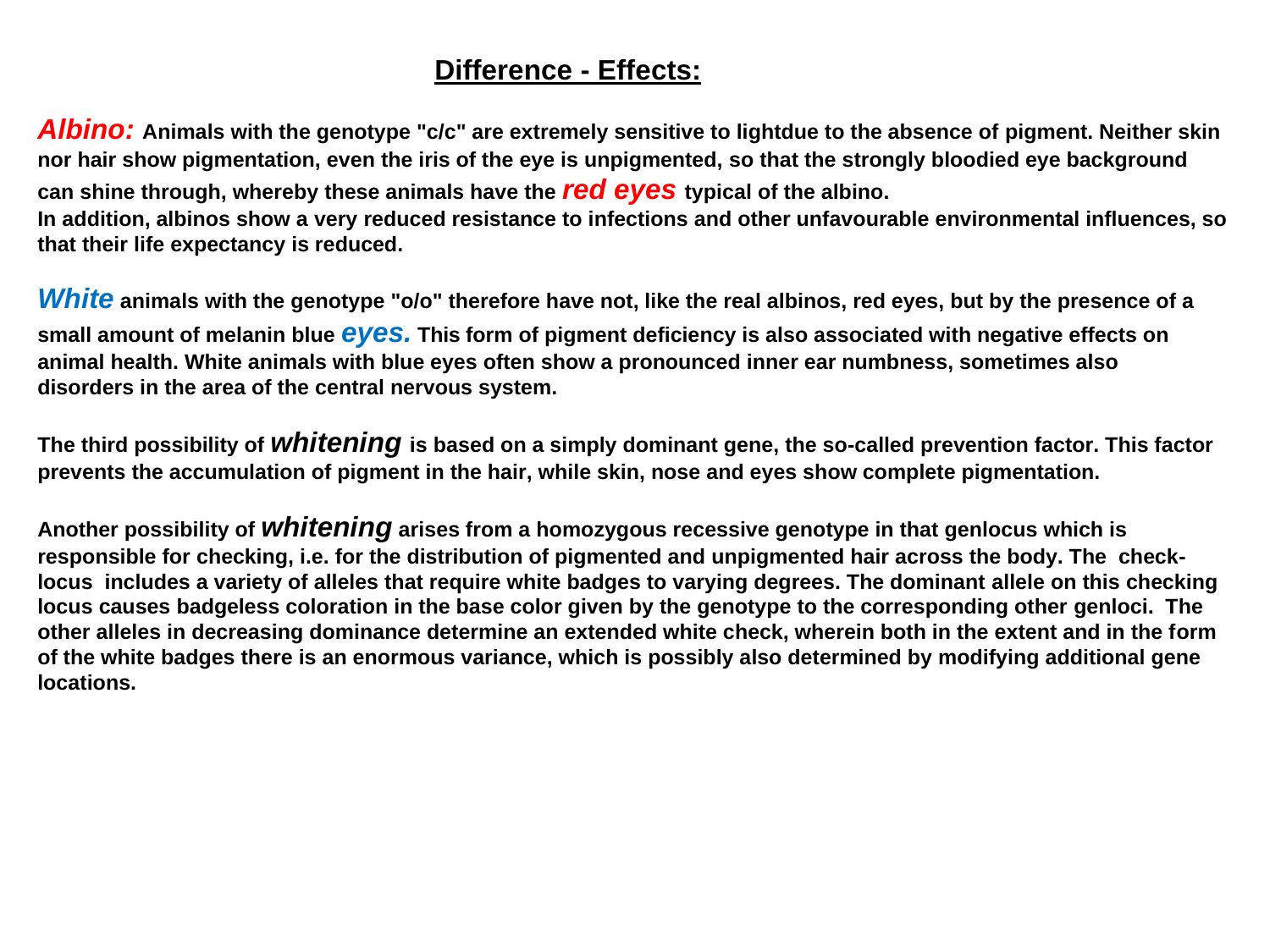## Difference - Effects:

***Albino:*** **Animals with the genotype "c/c" are extremely sensitive to lightdue to the absence of pigment. Neither skin nor hair show pigmentation, even the iris of the eye is unpigmented, so that the strongly bloodied eye background can shine through, whereby these animals have the *red eyes* typical of the albino.**
**In addition, albinos show a very reduced resistance to infections and other unfavourable environmental influences, so that their life expectancy is reduced.**

***White*** **animals with the genotype "o/o" therefore have not, like the real albinos, red eyes, but by the presence of a small amount of melanin blue *eyes.* This form of pigment deficiency is also associated with negative effects on animal health. White animals with blue eyes often show a pronounced inner ear numbness, sometimes also disorders in the area of the central nervous system.**

**The third possibility of *whitening* is based on a simply dominant gene, the so-called prevention factor. This factor prevents the accumulation of pigment in the hair, while skin, nose and eyes show complete pigmentation.**

**Another possibility of *whitening* arises from a homozygous recessive genotype in that genlocus which is responsible for checking, i.e. for the distribution of pigmented and unpigmented hair across the body. The check-locus includes a variety of alleles that require white badges to varying degrees. The dominant allele on this checking locus causes badgeless coloration in the base color given by the genotype to the corresponding other genloci. The other alleles in decreasing dominance determine an extended white check, wherein both in the extent and in the form of the white badges there is an enormous variance, which is possibly also determined by modifying additional gene locations.**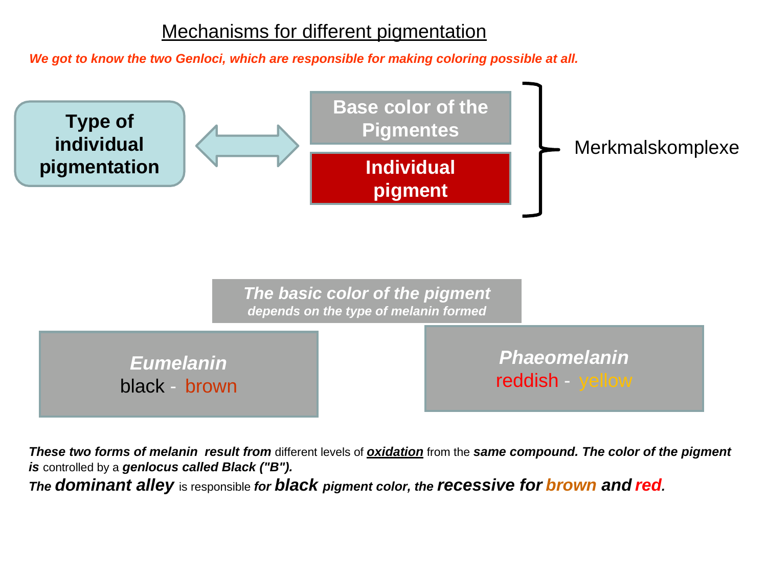# Mechanisms for different pigmentation

***We got to know the two Genloci, which are responsible for making coloring possible at all.***

**Type of individual pigmentation** ⟷ **Base color of the Pigmentes** / **Individual pigment** } Merkmalskomplexe

***The basic color of the pigment***
***depends on the type of melanin formed***

| ***Eumelanin*** | ***Phaeomelanin*** |
|---|---|
| black - brown | reddish - yellow |

***These two forms of melanin result from*** different levels of ***oxidation*** from the ***same compound. The color of the pigment is*** controlled by a ***genlocus called Black ("B").***

***The dominant alley*** is responsible ***for black pigment color, the recessive for brown and red.***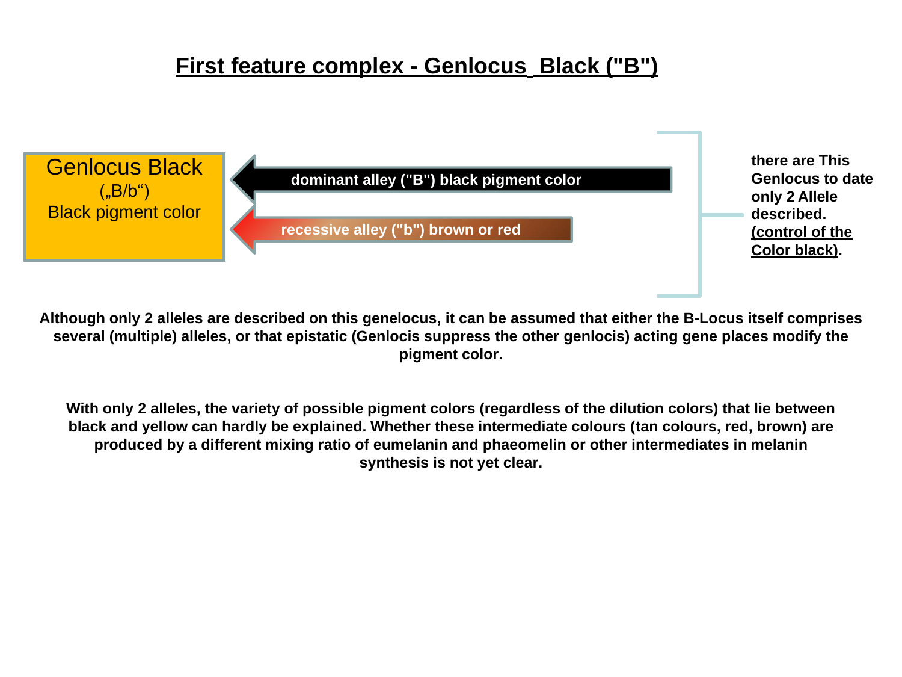# First feature complex - Genlocus Black ("B")

**Genlocus Black**
(„B/b“)
Black pigment color

- **dominant alley ("B") black pigment color**
- **recessive alley ("b") brown or red**

**there are This Genlocus to date only 2 Allele described. (control of the Color black).**

**Although only 2 alleles are described on this genelocus, it can be assumed that either the B-Locus itself comprises several (multiple) alleles, or that epistatic (Genlocis suppress the other genlocis) acting gene places modify the pigment color.**

**With only 2 alleles, the variety of possible pigment colors (regardless of the dilution colors) that lie between black and yellow can hardly be explained. Whether these intermediate colours (tan colours, red, brown) are produced by a different mixing ratio of eumelanin and phaeomelin or other intermediates in melanin synthesis is not yet clear.**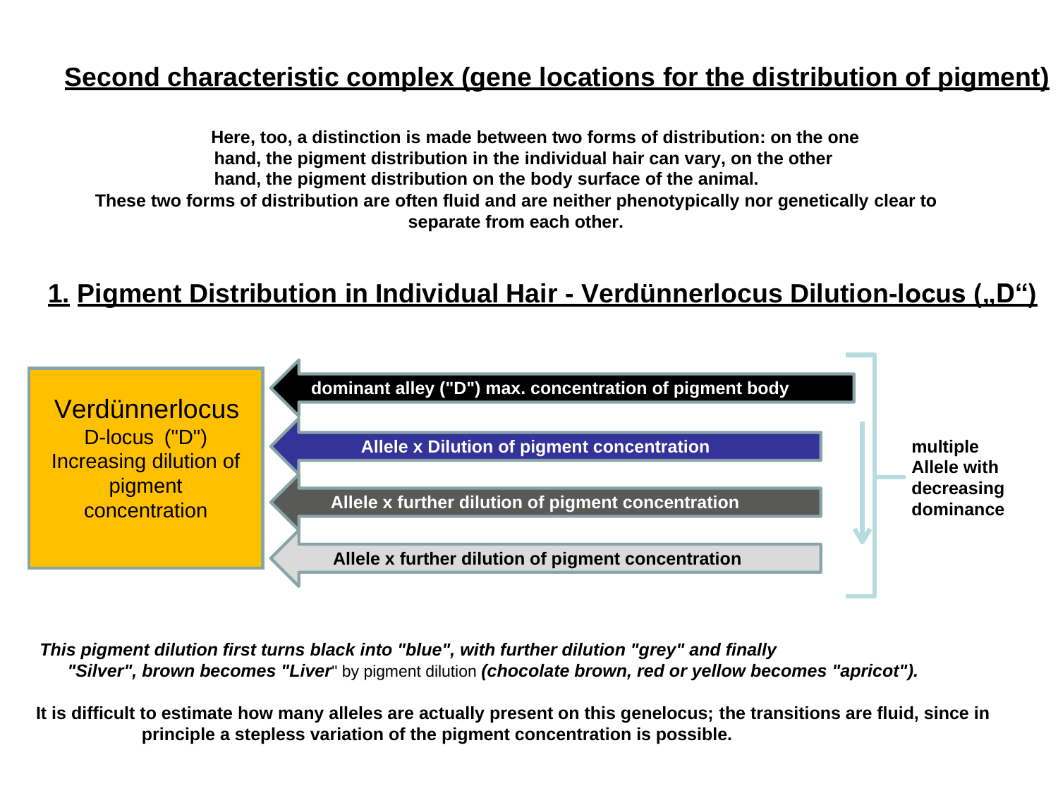## Second characteristic complex (gene locations for the distribution of pigment)

**Here, too, a distinction is made between two forms of distribution: on the one hand, the pigment distribution in the individual hair can vary, on the other hand, the pigment distribution on the body surface of the animal. These two forms of distribution are often fluid and are neither phenotypically nor genetically clear to separate from each other.**

## 1. Pigment Distribution in Individual Hair - Verdünnerlocus Dilution-locus („D“)

Verdünnerlocus
D-locus ("D")
Increasing dilution of pigment concentration

- **dominant alley ("D") max. concentration of pigment body**
- **Allele x Dilution of pigment concentration**
- **Allele x further dilution of pigment concentration**
- **Allele x further dilution of pigment concentration**

**multiple Allele with decreasing dominance**

***This pigment dilution first turns black into "blue", with further dilution "grey" and finally "Silver", brown becomes "Liver***" by pigment dilution ***(chocolate brown, red or yellow becomes "apricot").***

**It is difficult to estimate how many alleles are actually present on this genelocus; the transitions are fluid, since in principle a stepless variation of the pigment concentration is possible.**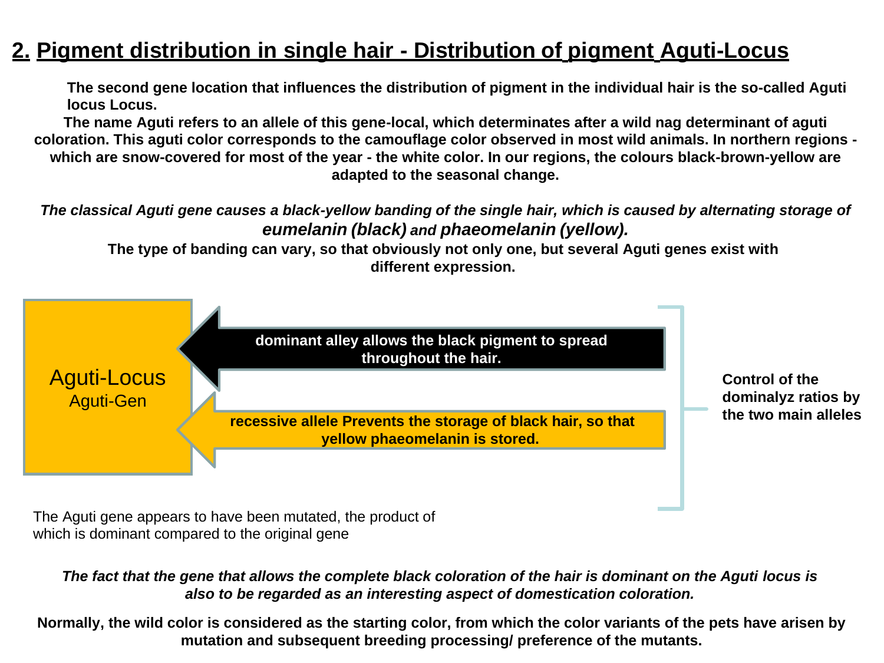## 2. Pigment distribution in single hair - Distribution of pigment Aguti-Locus

**The second gene location that influences the distribution of pigment in the individual hair is the so-called Aguti locus Locus.**

**The name Aguti refers to an allele of this gene-local, which determinates after a wild nag determinant of aguti coloration. This aguti color corresponds to the camouflage color observed in most wild animals. In northern regions - which are snow-covered for most of the year - the white color. In our regions, the colours black-brown-yellow are adapted to the seasonal change.**

***The classical Aguti gene causes a black-yellow banding of the single hair, which is caused by alternating storage of eumelanin (black) and phaeomelanin (yellow).***

**The type of banding can vary, so that obviously not only one, but several Aguti genes exist with different expression.**

Aguti-Locus
Aguti-Gen

**dominant alley allows the black pigment to spread throughout the hair.**

**recessive allele Prevents the storage of black hair, so that yellow phaeomelanin is stored.**

**Control of the dominalyz ratios by the two main alleles**

The Aguti gene appears to have been mutated, the product of which is dominant compared to the original gene

***The fact that the gene that allows the complete black coloration of the hair is dominant on the Aguti locus is also to be regarded as an interesting aspect of domestication coloration.***

**Normally, the wild color is considered as the starting color, from which the color variants of the pets have arisen by mutation and subsequent breeding processing/ preference of the mutants.**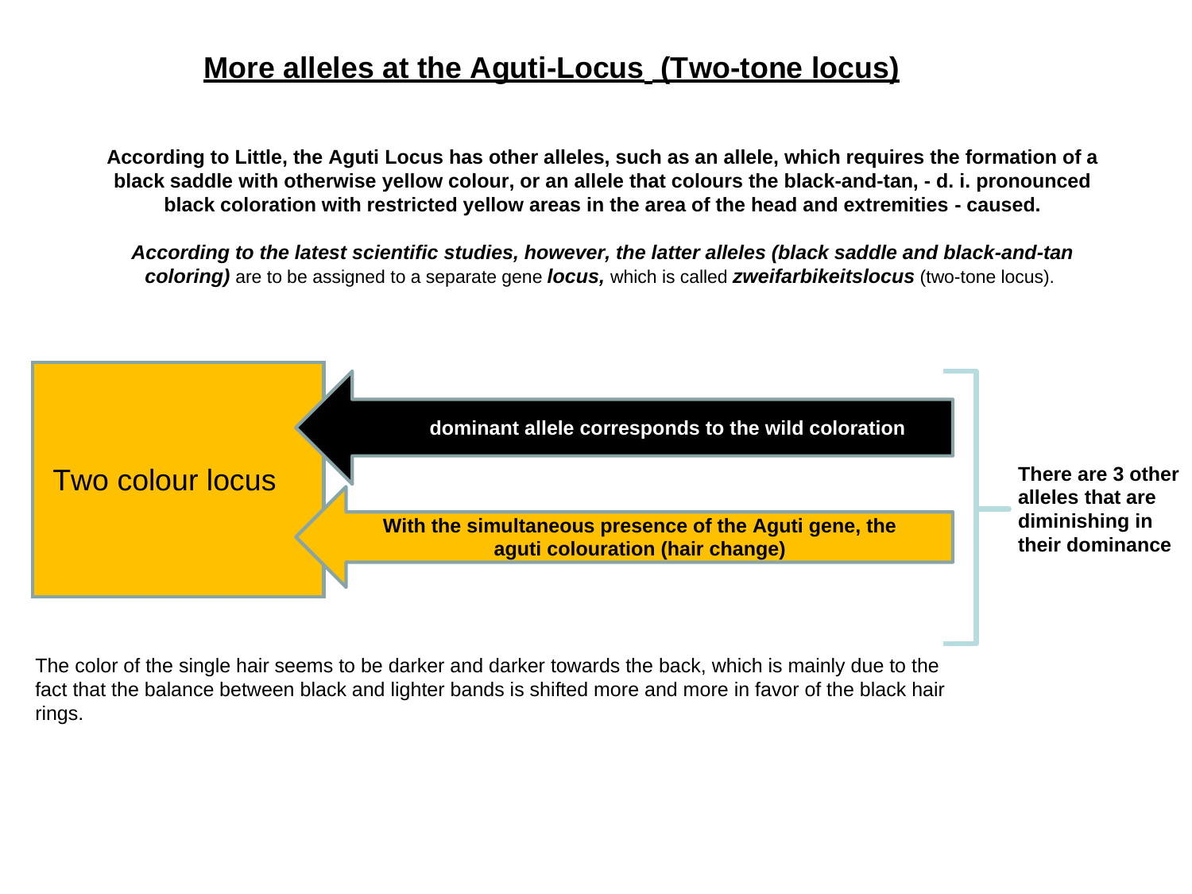# More alleles at the Aguti-Locus (Two-tone locus)

**According to Little, the Aguti Locus has other alleles, such as an allele, which requires the formation of a black saddle with otherwise yellow colour, or an allele that colours the black-and-tan, - d. i. pronounced black coloration with restricted yellow areas in the area of the head and extremities - caused.**

***According to the latest scientific studies, however, the latter alleles (black saddle and black-and-tan coloring)*** are to be assigned to a separate gene ***locus,*** which is called ***zweifarbikeitslocus*** (two-tone locus).

Two colour locus

**dominant allele corresponds to the wild coloration**

**With the simultaneous presence of the Aguti gene, the aguti colouration (hair change)**

**There are 3 other alleles that are diminishing in their dominance**

The color of the single hair seems to be darker and darker towards the back, which is mainly due to the fact that the balance between black and lighter bands is shifted more and more in favor of the black hair rings.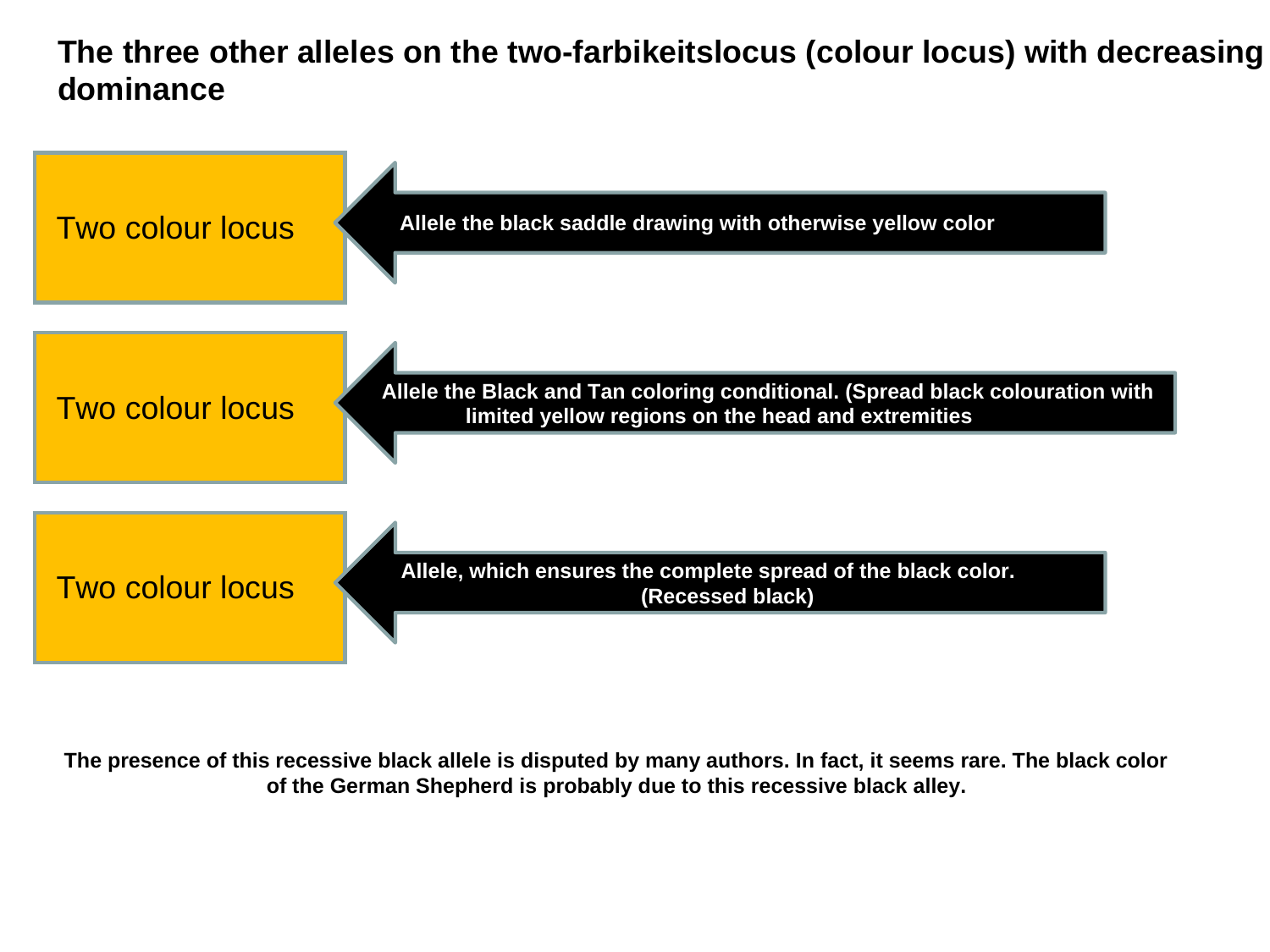# The three other alleles on the two-farbikeitslocus (colour locus) with decreasing dominance

**Two colour locus** — Allele the black saddle drawing with otherwise yellow color

**Two colour locus** — Allele the Black and Tan coloring conditional. (Spread black colouration with limited yellow regions on the head and extremities

**Two colour locus** — Allele, which ensures the complete spread of the black color. (Recessed black)

**The presence of this recessive black allele is disputed by many authors. In fact, it seems rare. The black color of the German Shepherd is probably due to this recessive black alley.**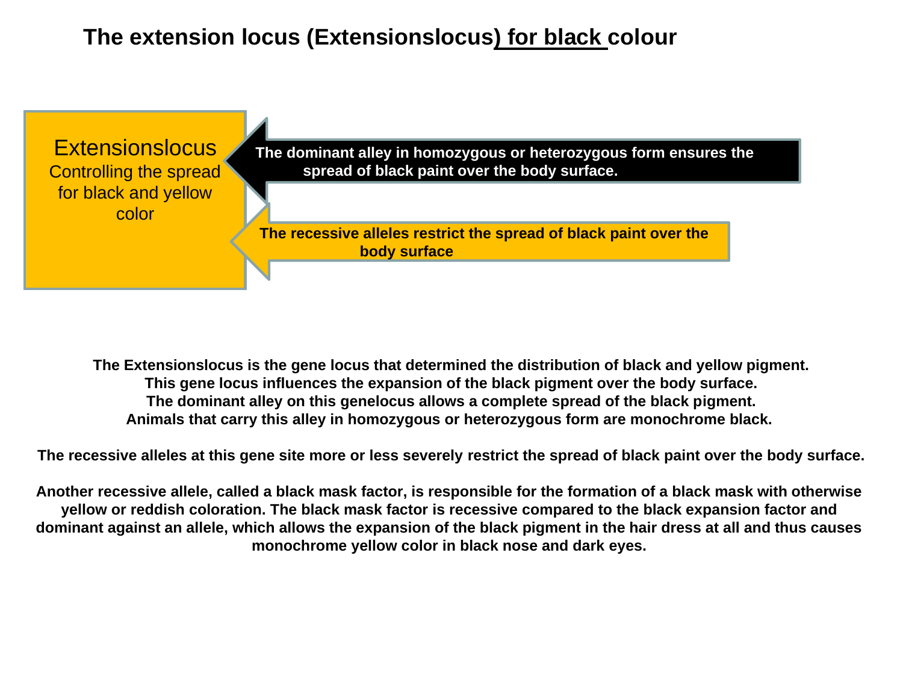# The extension locus (Extensionslocus) for black colour

**Extensionslocus**
Controlling the spread for black and yellow color

**The dominant alley in homozygous or heterozygous form ensures the spread of black paint over the body surface.**

**The recessive alleles restrict the spread of black paint over the body surface**

**The Extensionslocus is the gene locus that determined the distribution of black and yellow pigment. This gene locus influences the expansion of the black pigment over the body surface. The dominant alley on this genelocus allows a complete spread of the black pigment. Animals that carry this alley in homozygous or heterozygous form are monochrome black.**

**The recessive alleles at this gene site more or less severely restrict the spread of black paint over the body surface.**

**Another recessive allele, called a black mask factor, is responsible for the formation of a black mask with otherwise yellow or reddish coloration. The black mask factor is recessive compared to the black expansion factor and dominant against an allele, which allows the expansion of the black pigment in the hair dress at all and thus causes monochrome yellow color in black nose and dark eyes.**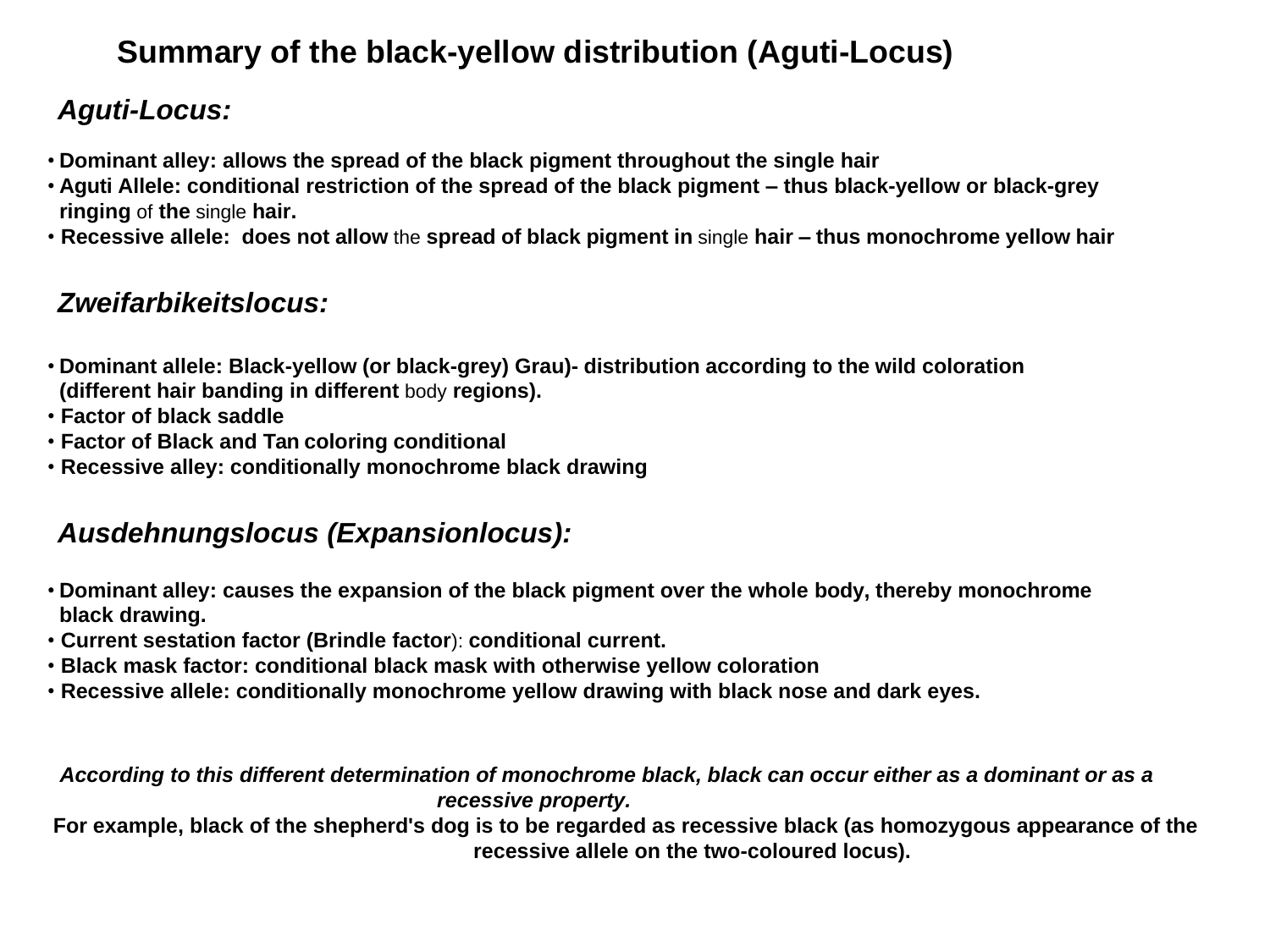# Summary of the black-yellow distribution (Aguti-Locus)

## *Aguti-Locus:*

- Dominant alley: allows the spread of the black pigment throughout the single hair
- Aguti Allele: conditional restriction of the spread of the black pigment – thus black-yellow or black-grey ringing of the single hair.
- Recessive allele: does not allow the spread of black pigment in single hair – thus monochrome yellow hair

## *Zweifarbikeitslocus:*

- Dominant allele: Black-yellow (or black-grey) Grau)- distribution according to the wild coloration (different hair banding in different body regions).
- Factor of black saddle
- Factor of Black and Tan coloring conditional
- Recessive alley: conditionally monochrome black drawing

## *Ausdehnungslocus (Expansionlocus):*

- Dominant alley: causes the expansion of the black pigment over the whole body, thereby monochrome black drawing.
- Current sestation factor (Brindle factor): conditional current.
- Black mask factor: conditional black mask with otherwise yellow coloration
- Recessive allele: conditionally monochrome yellow drawing with black nose and dark eyes.

***According to this different determination of monochrome black, black can occur either as a dominant or as a recessive property.***

**For example, black of the shepherd's dog is to be regarded as recessive black (as homozygous appearance of the recessive allele on the two-coloured locus).**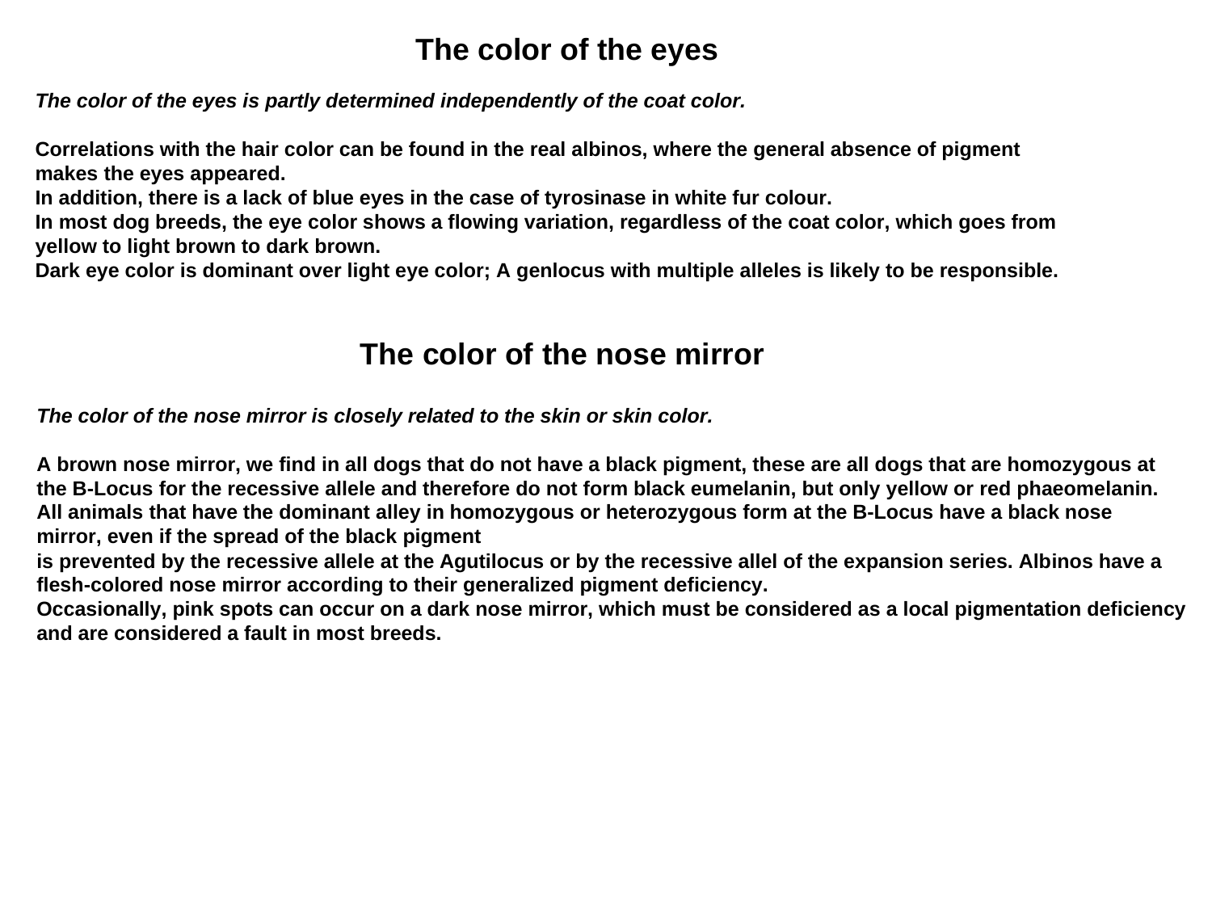## The color of the eyes

***The color of the eyes is partly determined independently of the coat color.***

**Correlations with the hair color can be found in the real albinos, where the general absence of pigment makes the eyes appeared.**
**In addition, there is a lack of blue eyes in the case of tyrosinase in white fur colour.**
**In most dog breeds, the eye color shows a flowing variation, regardless of the coat color, which goes from yellow to light brown to dark brown.**
**Dark eye color is dominant over light eye color; A genlocus with multiple alleles is likely to be responsible.**

## The color of the nose mirror

***The color of the nose mirror is closely related to the skin or skin color.***

**A brown nose mirror, we find in all dogs that do not have a black pigment, these are all dogs that are homozygous at the B-Locus for the recessive allele and therefore do not form black eumelanin, but only yellow or red phaeomelanin. All animals that have the dominant alley in homozygous or heterozygous form at the B-Locus have a black nose mirror, even if the spread of the black pigment is prevented by the recessive allele at the Agutilocus or by the recessive allel of the expansion series. Albinos have a flesh-colored nose mirror according to their generalized pigment deficiency.**
**Occasionally, pink spots can occur on a dark nose mirror, which must be considered as a local pigmentation deficiency and are considered a fault in most breeds.**